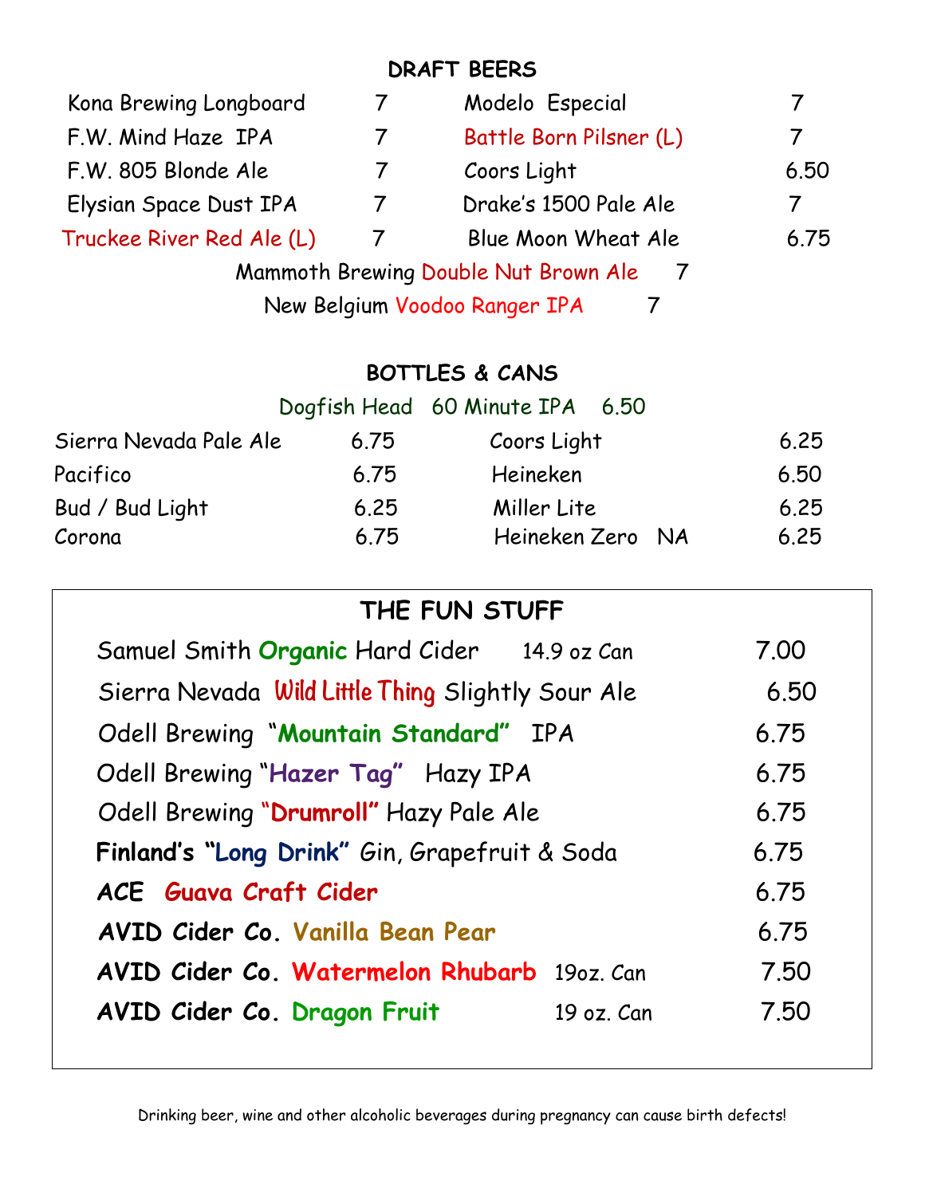## DRAFT BEERS

| | | | |
|---|---|---|---|
| Kona Brewing Longboard | 7 | Modelo Especial | 7 |
| F.W. Mind Haze IPA | 7 | Battle Born Pilsner (L) | 7 |
| F.W. 805 Blonde Ale | 7 | Coors Light | 6.50 |
| Elysian Space Dust IPA | 7 | Drake's 1500 Pale Ale | 7 |
| Truckee River Red Ale (L) | 7 | Blue Moon Wheat Ale | 6.75 |

Mammoth Brewing Double Nut Brown Ale 7

New Belgium Voodoo Ranger IPA 7

## BOTTLES & CANS

Dogfish Head 60 Minute IPA 6.50

| | | | |
|---|---|---|---|
| Sierra Nevada Pale Ale | 6.75 | Coors Light | 6.25 |
| Pacifico | 6.75 | Heineken | 6.50 |
| Bud / Bud Light | 6.25 | Miller Lite | 6.25 |
| Corona | 6.75 | Heineken Zero NA | 6.25 |

## THE FUN STUFF

| | | |
|---|---|---|
| Samuel Smith **Organic** Hard Cider | 14.9 oz Can | 7.00 |
| Sierra Nevada **Wild Little Thing** Slightly Sour Ale | | 6.50 |
| Odell Brewing "**Mountain Standard**" IPA | | 6.75 |
| Odell Brewing "**Hazer Tag**" Hazy IPA | | 6.75 |
| Odell Brewing "**Drumroll**" Hazy Pale Ale | | 6.75 |
| **Finland's "Long Drink"** Gin, Grapefruit & Soda | | 6.75 |
| **ACE Guava Craft Cider** | | 6.75 |
| **AVID Cider Co. Vanilla Bean Pear** | | 6.75 |
| **AVID Cider Co. Watermelon Rhubarb** | 19oz. Can | 7.50 |
| **AVID Cider Co. Dragon Fruit** | 19 oz. Can | 7.50 |

Drinking beer, wine and other alcoholic beverages during pregnancy can cause birth defects!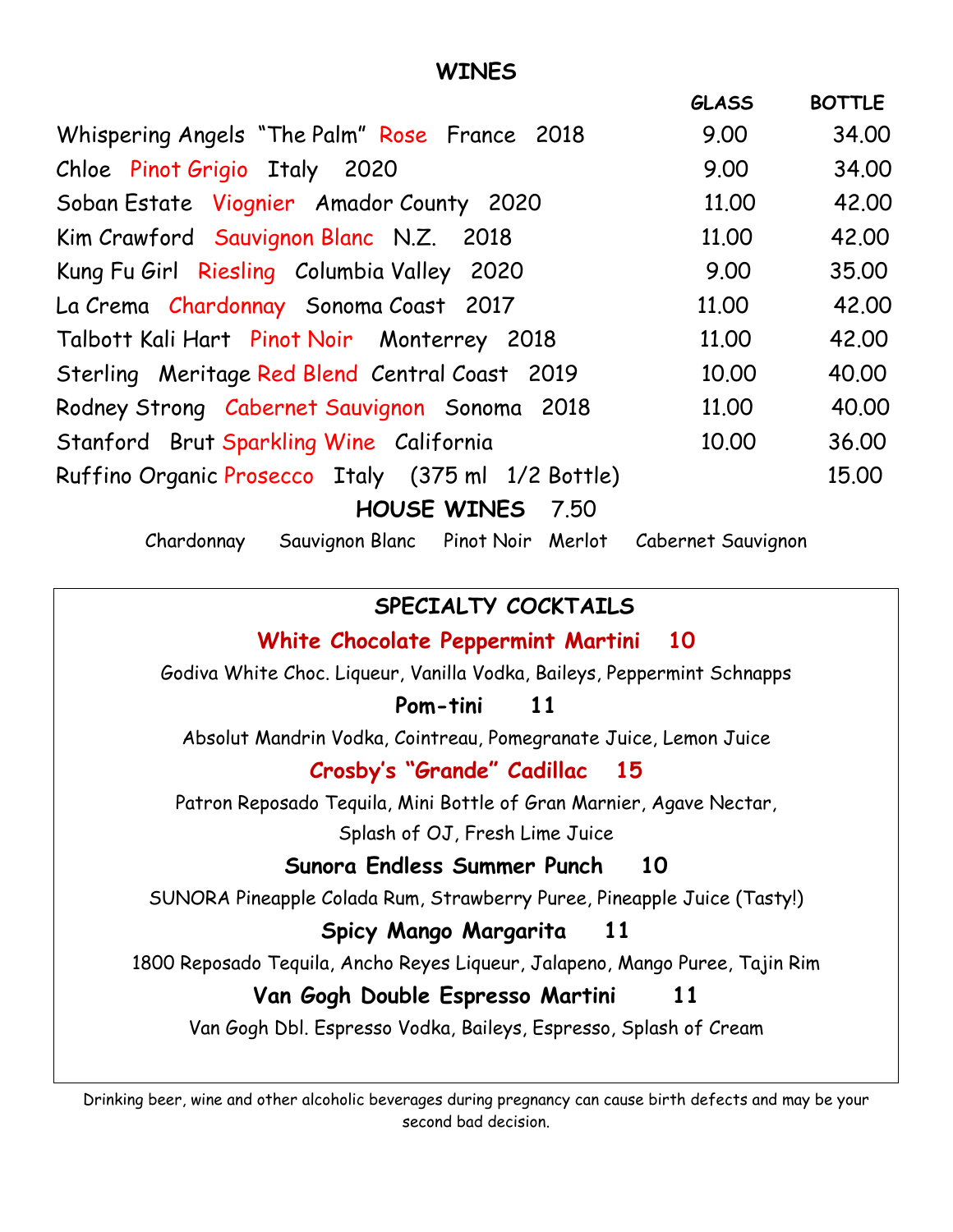# WINES

| | GLASS | BOTTLE |
|---|---|---|
| Whispering Angels "The Palm" Rose France 2018 | 9.00 | 34.00 |
| Chloe Pinot Grigio Italy 2020 | 9.00 | 34.00 |
| Soban Estate Viognier Amador County 2020 | 11.00 | 42.00 |
| Kim Crawford Sauvignon Blanc N.Z. 2018 | 11.00 | 42.00 |
| Kung Fu Girl Riesling Columbia Valley 2020 | 9.00 | 35.00 |
| La Crema Chardonnay Sonoma Coast 2017 | 11.00 | 42.00 |
| Talbott Kali Hart Pinot Noir Monterrey 2018 | 11.00 | 42.00 |
| Sterling Meritage Red Blend Central Coast 2019 | 10.00 | 40.00 |
| Rodney Strong Cabernet Sauvignon Sonoma 2018 | 11.00 | 40.00 |
| Stanford Brut Sparkling Wine California | 10.00 | 36.00 |
| Ruffino Organic Prosecco Italy (375 ml 1/2 Bottle) | | 15.00 |

## HOUSE WINES 7.50

Chardonnay Sauvignon Blanc Pinot Noir Merlot Cabernet Sauvignon

## SPECIALTY COCKTAILS

**White Chocolate Peppermint Martini 10**

Godiva White Choc. Liqueur, Vanilla Vodka, Baileys, Peppermint Schnapps

**Pom-tini 11**

Absolut Mandrin Vodka, Cointreau, Pomegranate Juice, Lemon Juice

**Crosby's "Grande" Cadillac 15**

Patron Reposado Tequila, Mini Bottle of Gran Marnier, Agave Nectar, Splash of OJ, Fresh Lime Juice

**Sunora Endless Summer Punch 10**

SUNORA Pineapple Colada Rum, Strawberry Puree, Pineapple Juice (Tasty!)

**Spicy Mango Margarita 11**

1800 Reposado Tequila, Ancho Reyes Liqueur, Jalapeno, Mango Puree, Tajin Rim

**Van Gogh Double Espresso Martini 11**

Van Gogh Dbl. Espresso Vodka, Baileys, Espresso, Splash of Cream

Drinking beer, wine and other alcoholic beverages during pregnancy can cause birth defects and may be your second bad decision.